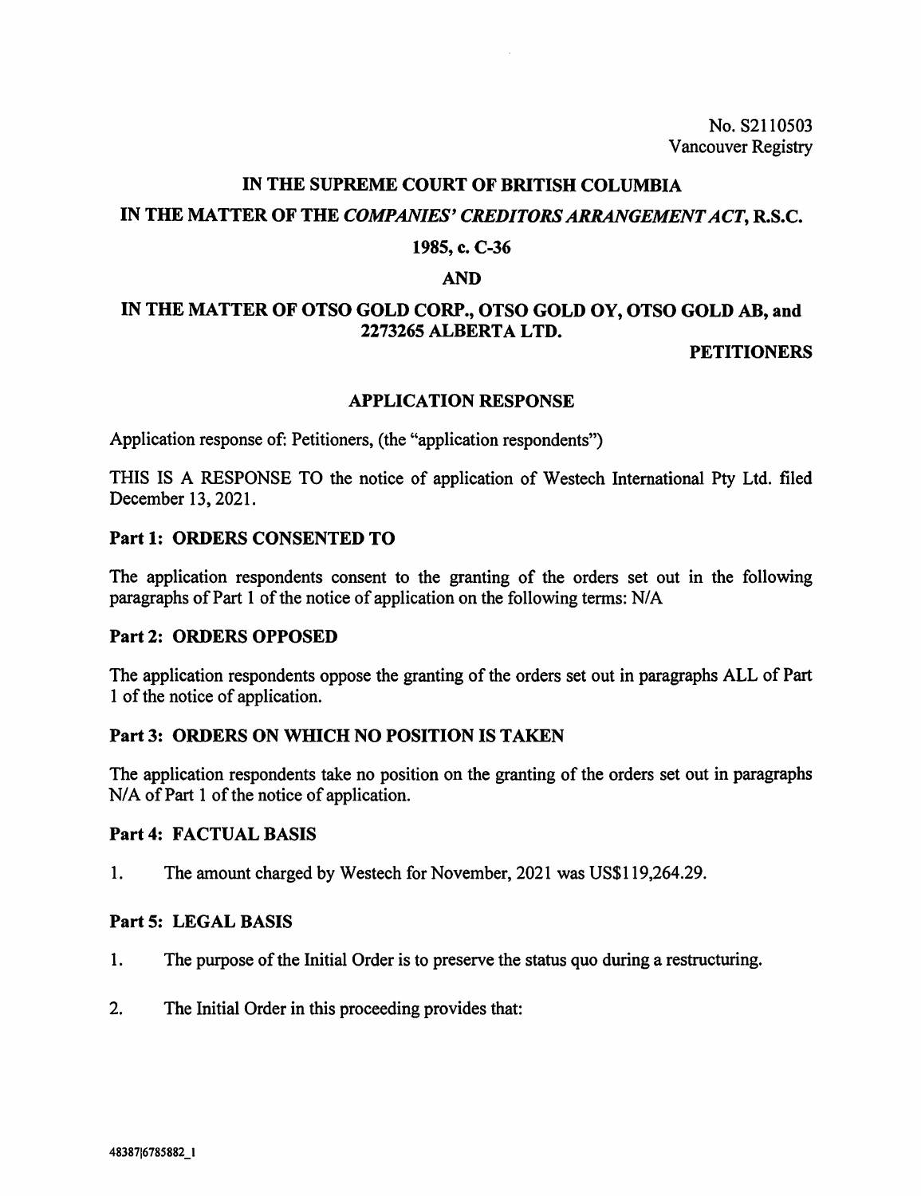No. S2110503
Vancouver Registry

**IN THE SUPREME COURT OF BRITISH COLUMBIA**

**IN THE MATTER OF THE *COMPANIES' CREDITORS ARRANGEMENT ACT*, R.S.C. 1985, c. C-36**

**AND**

**IN THE MATTER OF OTSO GOLD CORP., OTSO GOLD OY, OTSO GOLD AB, and 2273265 ALBERTA LTD.**

**PETITIONERS**

## APPLICATION RESPONSE

Application response of: Petitioners, (the "application respondents")

THIS IS A RESPONSE TO the notice of application of Westech International Pty Ltd. filed December 13, 2021.

### Part 1: ORDERS CONSENTED TO

The application respondents consent to the granting of the orders set out in the following paragraphs of Part 1 of the notice of application on the following terms: N/A

### Part 2: ORDERS OPPOSED

The application respondents oppose the granting of the orders set out in paragraphs ALL of Part 1 of the notice of application.

### Part 3: ORDERS ON WHICH NO POSITION IS TAKEN

The application respondents take no position on the granting of the orders set out in paragraphs N/A of Part 1 of the notice of application.

### Part 4: FACTUAL BASIS

1. The amount charged by Westech for November, 2021 was US$119,264.29.

### Part 5: LEGAL BASIS

1. The purpose of the Initial Order is to preserve the status quo during a restructuring.

2. The Initial Order in this proceeding provides that: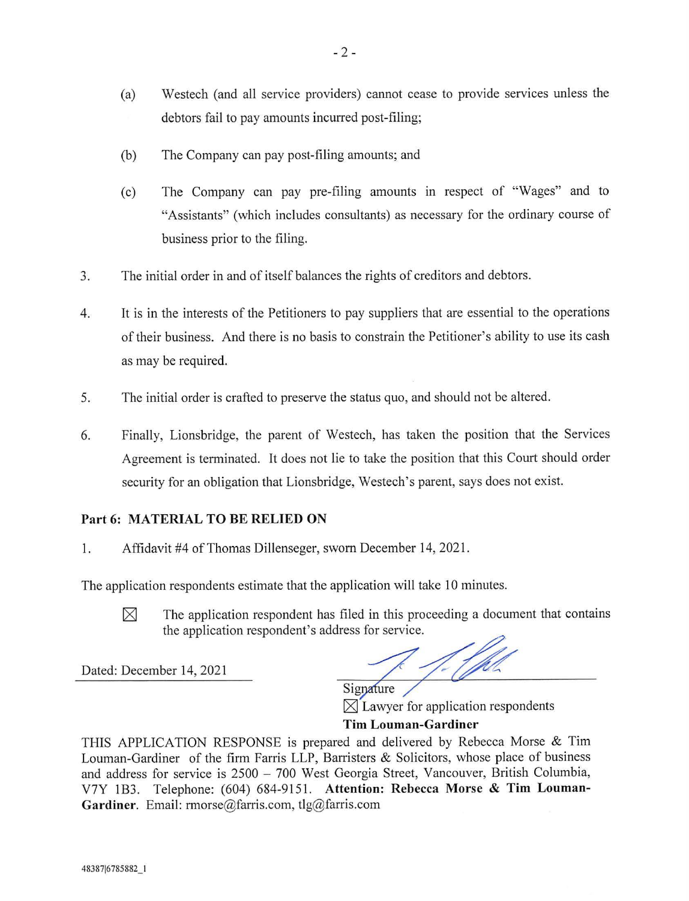(a) Westech (and all service providers) cannot cease to provide services unless the debtors fail to pay amounts incurred post-filing;

(b) The Company can pay post-filing amounts; and

(c) The Company can pay pre-filing amounts in respect of "Wages" and to "Assistants" (which includes consultants) as necessary for the ordinary course of business prior to the filing.

3. The initial order in and of itself balances the rights of creditors and debtors.

4. It is in the interests of the Petitioners to pay suppliers that are essential to the operations of their business. And there is no basis to constrain the Petitioner's ability to use its cash as may be required.

5. The initial order is crafted to preserve the status quo, and should not be altered.

6. Finally, Lionsbridge, the parent of Westech, has taken the position that the Services Agreement is terminated. It does not lie to take the position that this Court should order security for an obligation that Lionsbridge, Westech's parent, says does not exist.

## Part 6: MATERIAL TO BE RELIED ON

1. Affidavit #4 of Thomas Dillenseger, sworn December 14, 2021.

The application respondents estimate that the application will take 10 minutes.

☒ The application respondent has filed in this proceeding a document that contains the application respondent's address for service.

Dated: December 14, 2021

Signature

☒ Lawyer for application respondents

**Tim Louman-Gardiner**

THIS APPLICATION RESPONSE is prepared and delivered by Rebecca Morse & Tim Louman-Gardiner of the firm Farris LLP, Barristers & Solicitors, whose place of business and address for service is 2500 – 700 West Georgia Street, Vancouver, British Columbia, V7Y 1B3. Telephone: (604) 684-9151. **Attention: Rebecca Morse & Tim Louman-Gardiner**. Email: rmorse@farris.com, tlg@farris.com

48387|6785882_1